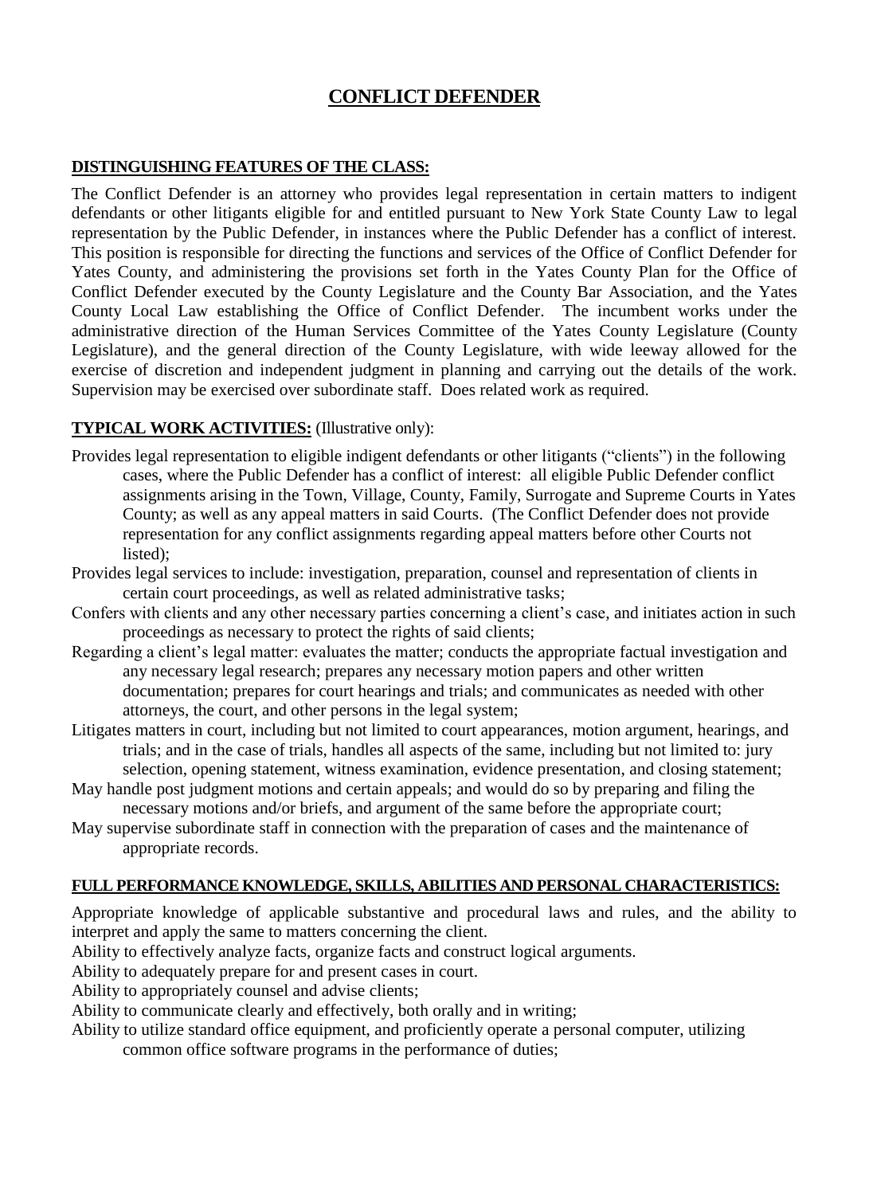# CONFLICT DEFENDER

**DISTINGUISHING FEATURES OF THE CLASS:**

The Conflict Defender is an attorney who provides legal representation in certain matters to indigent defendants or other litigants eligible for and entitled pursuant to New York State County Law to legal representation by the Public Defender, in instances where the Public Defender has a conflict of interest. This position is responsible for directing the functions and services of the Office of Conflict Defender for Yates County, and administering the provisions set forth in the Yates County Plan for the Office of Conflict Defender executed by the County Legislature and the County Bar Association, and the Yates County Local Law establishing the Office of Conflict Defender. The incumbent works under the administrative direction of the Human Services Committee of the Yates County Legislature (County Legislature), and the general direction of the County Legislature, with wide leeway allowed for the exercise of discretion and independent judgment in planning and carrying out the details of the work. Supervision may be exercised over subordinate staff. Does related work as required.

**TYPICAL WORK ACTIVITIES:** (Illustrative only):

Provides legal representation to eligible indigent defendants or other litigants ("clients") in the following cases, where the Public Defender has a conflict of interest: all eligible Public Defender conflict assignments arising in the Town, Village, County, Family, Surrogate and Supreme Courts in Yates County; as well as any appeal matters in said Courts. (The Conflict Defender does not provide representation for any conflict assignments regarding appeal matters before other Courts not listed);

Provides legal services to include: investigation, preparation, counsel and representation of clients in certain court proceedings, as well as related administrative tasks;

Confers with clients and any other necessary parties concerning a client's case, and initiates action in such proceedings as necessary to protect the rights of said clients;

Regarding a client's legal matter: evaluates the matter; conducts the appropriate factual investigation and any necessary legal research; prepares any necessary motion papers and other written documentation; prepares for court hearings and trials; and communicates as needed with other attorneys, the court, and other persons in the legal system;

Litigates matters in court, including but not limited to court appearances, motion argument, hearings, and trials; and in the case of trials, handles all aspects of the same, including but not limited to: jury selection, opening statement, witness examination, evidence presentation, and closing statement;

May handle post judgment motions and certain appeals; and would do so by preparing and filing the necessary motions and/or briefs, and argument of the same before the appropriate court;

May supervise subordinate staff in connection with the preparation of cases and the maintenance of appropriate records.

**FULL PERFORMANCE KNOWLEDGE, SKILLS, ABILITIES AND PERSONAL CHARACTERISTICS:**

Appropriate knowledge of applicable substantive and procedural laws and rules, and the ability to interpret and apply the same to matters concerning the client.

Ability to effectively analyze facts, organize facts and construct logical arguments.

Ability to adequately prepare for and present cases in court.

Ability to appropriately counsel and advise clients;

Ability to communicate clearly and effectively, both orally and in writing;

Ability to utilize standard office equipment, and proficiently operate a personal computer, utilizing common office software programs in the performance of duties;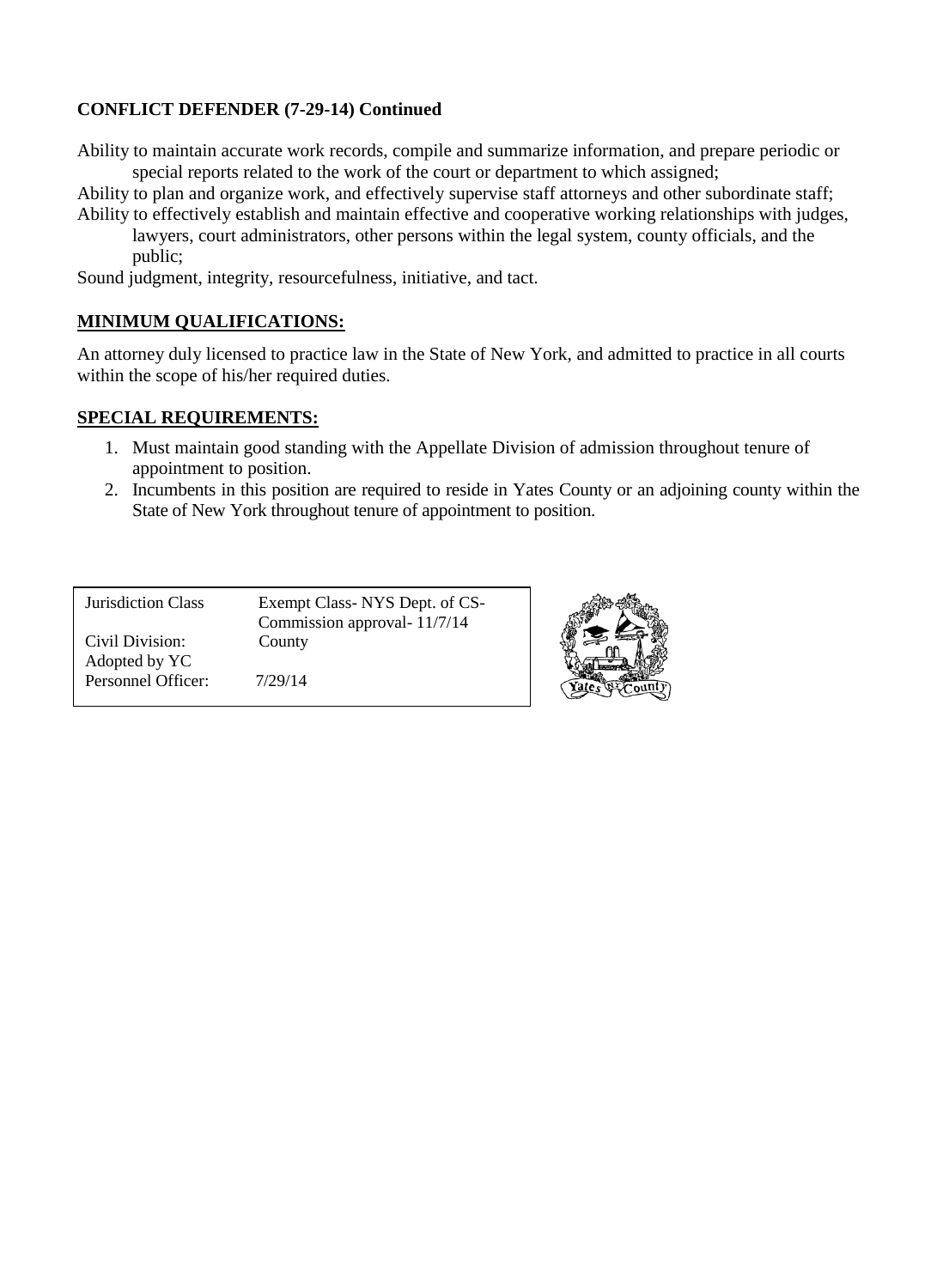**CONFLICT DEFENDER (7-29-14) Continued**

Ability to maintain accurate work records, compile and summarize information, and prepare periodic or special reports related to the work of the court or department to which assigned;

Ability to plan and organize work, and effectively supervise staff attorneys and other subordinate staff;

Ability to effectively establish and maintain effective and cooperative working relationships with judges, lawyers, court administrators, other persons within the legal system, county officials, and the public;

Sound judgment, integrity, resourcefulness, initiative, and tact.

## MINIMUM QUALIFICATIONS:

An attorney duly licensed to practice law in the State of New York, and admitted to practice in all courts within the scope of his/her required duties.

## SPECIAL REQUIREMENTS:

1. Must maintain good standing with the Appellate Division of admission throughout tenure of appointment to position.
2. Incumbents in this position are required to reside in Yates County or an adjoining county within the State of New York throughout tenure of appointment to position.

| | |
|---|---|
| Jurisdiction Class | Exempt Class- NYS Dept. of CS-Commission approval- 11/7/14 |
| Civil Division: | County |
| Adopted by YC Personnel Officer: | 7/29/14 |